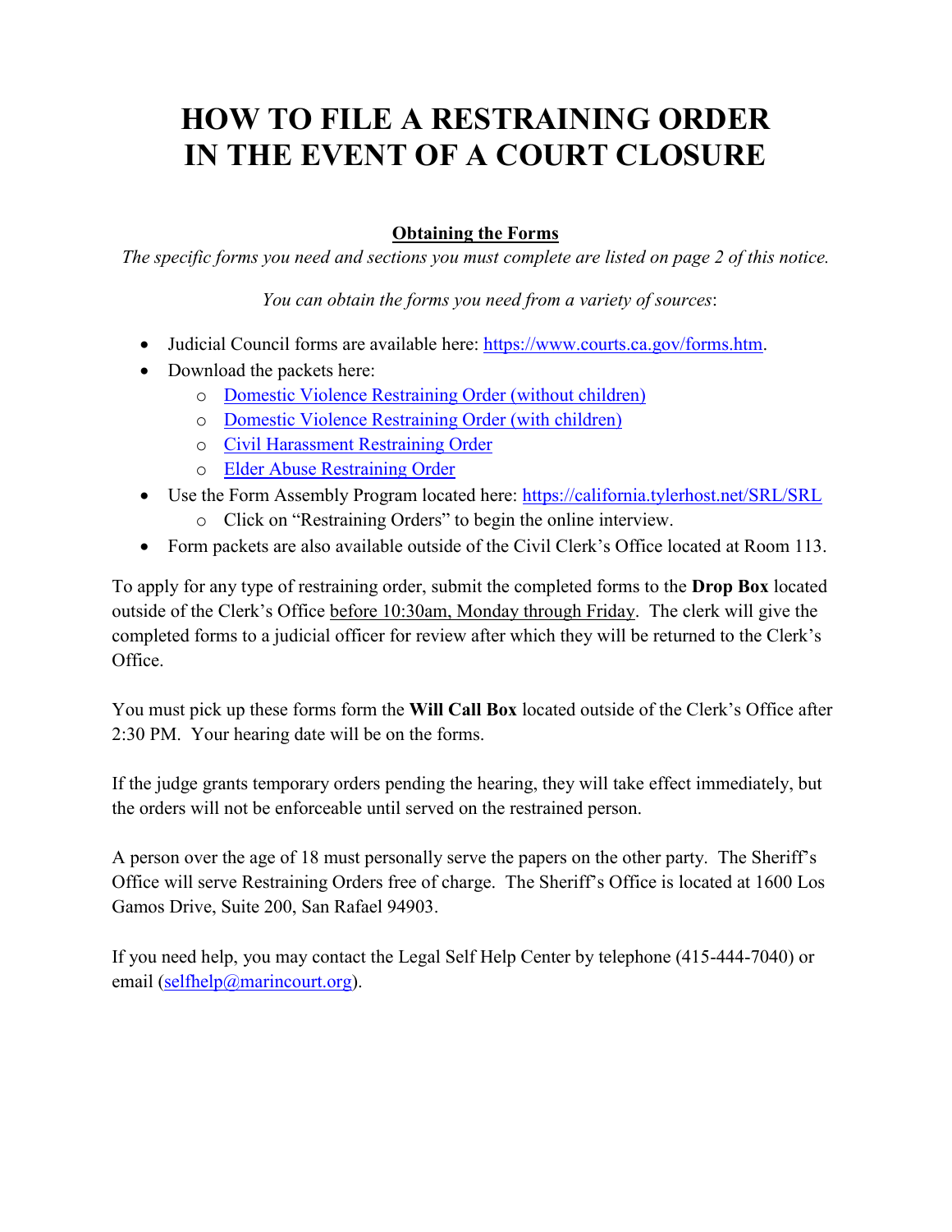# HOW TO FILE A RESTRAINING ORDER IN THE EVENT OF A COURT CLOSURE

**Obtaining the Forms**

*The specific forms you need and sections you must complete are listed on page 2 of this notice.*

*You can obtain the forms you need from a variety of sources*:

- Judicial Council forms are available here: https://www.courts.ca.gov/forms.htm.
- Download the packets here:
  - Domestic Violence Restraining Order (without children)
  - Domestic Violence Restraining Order (with children)
  - Civil Harassment Restraining Order
  - Elder Abuse Restraining Order
- Use the Form Assembly Program located here: https://california.tylerhost.net/SRL/SRL
  - Click on "Restraining Orders" to begin the online interview.
- Form packets are also available outside of the Civil Clerk's Office located at Room 113.

To apply for any type of restraining order, submit the completed forms to the **Drop Box** located outside of the Clerk's Office before 10:30am, Monday through Friday. The clerk will give the completed forms to a judicial officer for review after which they will be returned to the Clerk's Office.

You must pick up these forms form the **Will Call Box** located outside of the Clerk's Office after 2:30 PM. Your hearing date will be on the forms.

If the judge grants temporary orders pending the hearing, they will take effect immediately, but the orders will not be enforceable until served on the restrained person.

A person over the age of 18 must personally serve the papers on the other party. The Sheriff's Office will serve Restraining Orders free of charge. The Sheriff's Office is located at 1600 Los Gamos Drive, Suite 200, San Rafael 94903.

If you need help, you may contact the Legal Self Help Center by telephone (415-444-7040) or email (selfhelp@marincourt.org).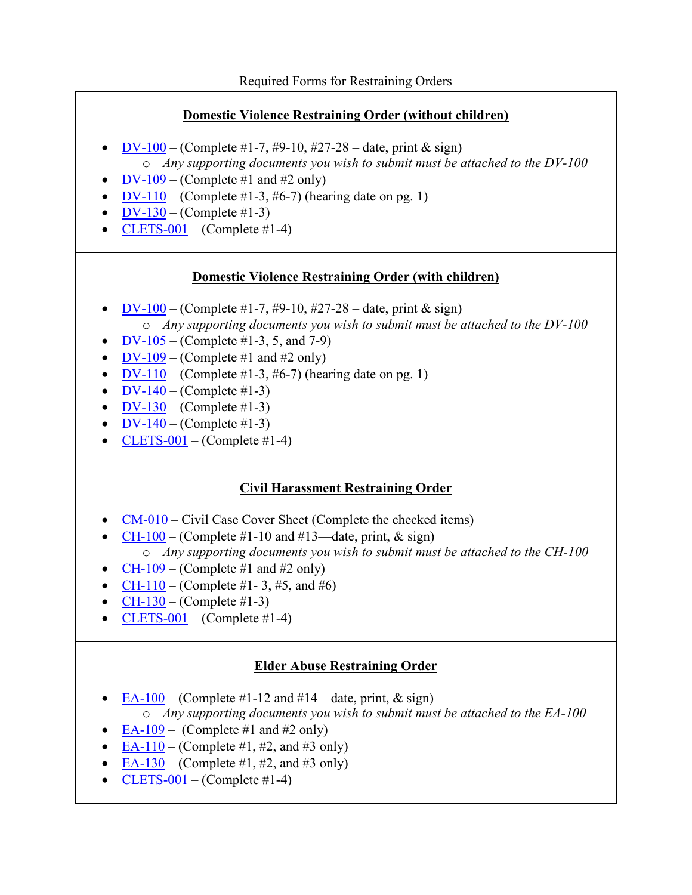Required Forms for Restraining Orders

## Domestic Violence Restraining Order (without children)

- DV-100 – (Complete #1-7, #9-10, #27-28 – date, print & sign)
  - *Any supporting documents you wish to submit must be attached to the DV-100*
- DV-109 – (Complete #1 and #2 only)
- DV-110 – (Complete #1-3, #6-7) (hearing date on pg. 1)
- DV-130 – (Complete #1-3)
- CLETS-001 – (Complete #1-4)

## Domestic Violence Restraining Order (with children)

- DV-100 – (Complete #1-7, #9-10, #27-28 – date, print & sign)
  - *Any supporting documents you wish to submit must be attached to the DV-100*
- DV-105 – (Complete #1-3, 5, and 7-9)
- DV-109 – (Complete #1 and #2 only)
- DV-110 – (Complete #1-3, #6-7) (hearing date on pg. 1)
- DV-140 – (Complete #1-3)
- DV-130 – (Complete #1-3)
- DV-140 – (Complete #1-3)
- CLETS-001 – (Complete #1-4)

## Civil Harassment Restraining Order

- CM-010 – Civil Case Cover Sheet (Complete the checked items)
- CH-100 – (Complete #1-10 and #13—date, print, & sign)
  - *Any supporting documents you wish to submit must be attached to the CH-100*
- CH-109 – (Complete #1 and #2 only)
- CH-110 – (Complete #1- 3, #5, and #6)
- CH-130 – (Complete #1-3)
- CLETS-001 – (Complete #1-4)

## Elder Abuse Restraining Order

- EA-100 – (Complete #1-12 and #14 – date, print, & sign)
  - *Any supporting documents you wish to submit must be attached to the EA-100*
- EA-109 – (Complete #1 and #2 only)
- EA-110 – (Complete #1, #2, and #3 only)
- EA-130 – (Complete #1, #2, and #3 only)
- CLETS-001 – (Complete #1-4)